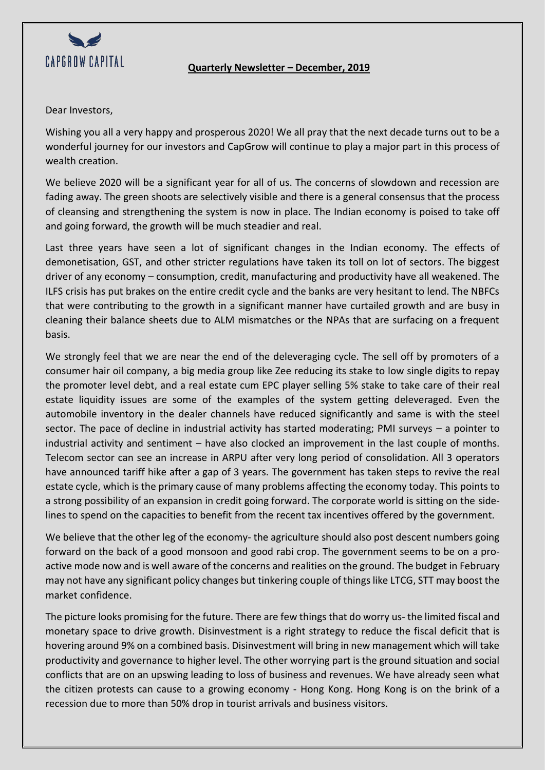CAPGROW CAPITAL

**Quarterly Newsletter – December, 2019**

Dear Investors,

Wishing you all a very happy and prosperous 2020! We all pray that the next decade turns out to be a wonderful journey for our investors and CapGrow will continue to play a major part in this process of wealth creation.

We believe 2020 will be a significant year for all of us. The concerns of slowdown and recession are fading away. The green shoots are selectively visible and there is a general consensus that the process of cleansing and strengthening the system is now in place. The Indian economy is poised to take off and going forward, the growth will be much steadier and real.

Last three years have seen a lot of significant changes in the Indian economy. The effects of demonetisation, GST, and other stricter regulations have taken its toll on lot of sectors. The biggest driver of any economy – consumption, credit, manufacturing and productivity have all weakened. The ILFS crisis has put brakes on the entire credit cycle and the banks are very hesitant to lend. The NBFCs that were contributing to the growth in a significant manner have curtailed growth and are busy in cleaning their balance sheets due to ALM mismatches or the NPAs that are surfacing on a frequent basis.

We strongly feel that we are near the end of the deleveraging cycle. The sell off by promoters of a consumer hair oil company, a big media group like Zee reducing its stake to low single digits to repay the promoter level debt, and a real estate cum EPC player selling 5% stake to take care of their real estate liquidity issues are some of the examples of the system getting deleveraged. Even the automobile inventory in the dealer channels have reduced significantly and same is with the steel sector. The pace of decline in industrial activity has started moderating; PMI surveys – a pointer to industrial activity and sentiment – have also clocked an improvement in the last couple of months. Telecom sector can see an increase in ARPU after very long period of consolidation. All 3 operators have announced tariff hike after a gap of 3 years. The government has taken steps to revive the real estate cycle, which is the primary cause of many problems affecting the economy today. This points to a strong possibility of an expansion in credit going forward. The corporate world is sitting on the side-lines to spend on the capacities to benefit from the recent tax incentives offered by the government.

We believe that the other leg of the economy- the agriculture should also post descent numbers going forward on the back of a good monsoon and good rabi crop. The government seems to be on a pro-active mode now and is well aware of the concerns and realities on the ground. The budget in February may not have any significant policy changes but tinkering couple of things like LTCG, STT may boost the market confidence.

The picture looks promising for the future. There are few things that do worry us- the limited fiscal and monetary space to drive growth. Disinvestment is a right strategy to reduce the fiscal deficit that is hovering around 9% on a combined basis. Disinvestment will bring in new management which will take productivity and governance to higher level. The other worrying part is the ground situation and social conflicts that are on an upswing leading to loss of business and revenues. We have already seen what the citizen protests can cause to a growing economy - Hong Kong. Hong Kong is on the brink of a recession due to more than 50% drop in tourist arrivals and business visitors.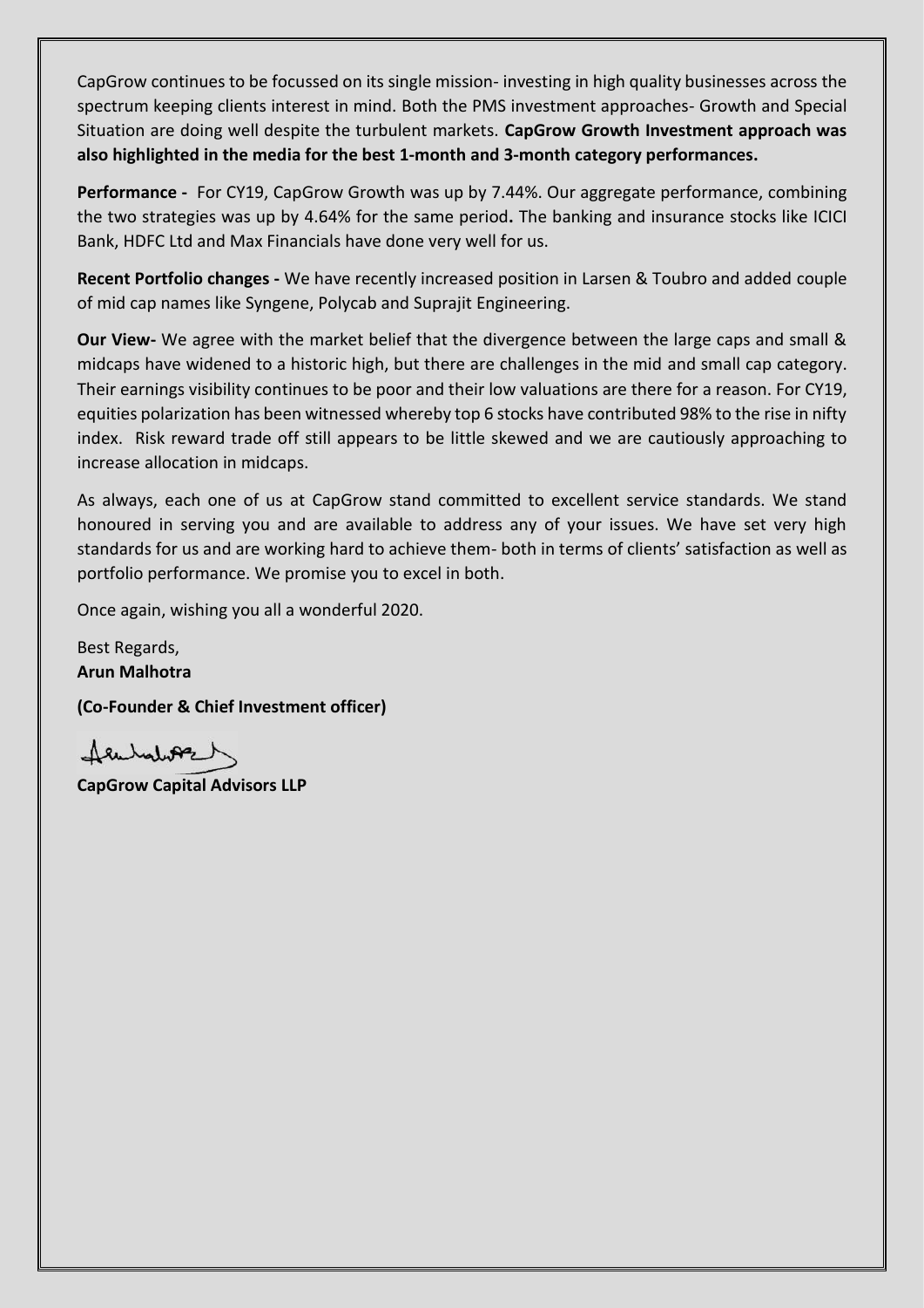CapGrow continues to be focussed on its single mission- investing in high quality businesses across the spectrum keeping clients interest in mind. Both the PMS investment approaches- Growth and Special Situation are doing well despite the turbulent markets. **CapGrow Growth Investment approach was also highlighted in the media for the best 1-month and 3-month category performances.**

**Performance -** For CY19, CapGrow Growth was up by 7.44%. Our aggregate performance, combining the two strategies was up by 4.64% for the same period**.** The banking and insurance stocks like ICICI Bank, HDFC Ltd and Max Financials have done very well for us.

**Recent Portfolio changes -** We have recently increased position in Larsen & Toubro and added couple of mid cap names like Syngene, Polycab and Suprajit Engineering.

**Our View-** We agree with the market belief that the divergence between the large caps and small & midcaps have widened to a historic high, but there are challenges in the mid and small cap category. Their earnings visibility continues to be poor and their low valuations are there for a reason. For CY19, equities polarization has been witnessed whereby top 6 stocks have contributed 98% to the rise in nifty index. Risk reward trade off still appears to be little skewed and we are cautiously approaching to increase allocation in midcaps.

As always, each one of us at CapGrow stand committed to excellent service standards. We stand honoured in serving you and are available to address any of your issues. We have set very high standards for us and are working hard to achieve them- both in terms of clients' satisfaction as well as portfolio performance. We promise you to excel in both.

Once again, wishing you all a wonderful 2020.

Best Regards,
**Arun Malhotra**

**(Co-Founder & Chief Investment officer)**

**CapGrow Capital Advisors LLP**